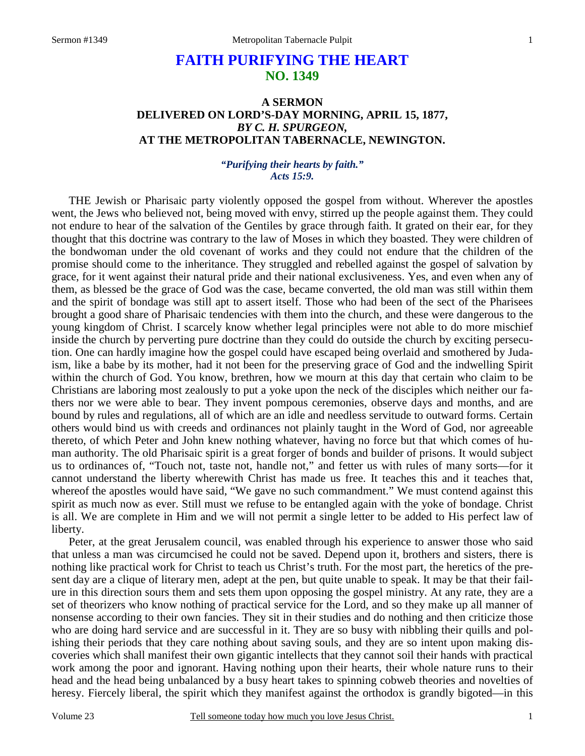# FAITH PURIFYING THE HEART
## NO. 1349

### A SERMON
### DELIVERED ON LORD'S-DAY MORNING, APRIL 15, 1877,
### *BY C. H. SPURGEON,*
### AT THE METROPOLITAN TABERNACLE, NEWINGTON.

***"Purifying their hearts by faith."***
***Acts 15:9.***

THE Jewish or Pharisaic party violently opposed the gospel from without. Wherever the apostles went, the Jews who believed not, being moved with envy, stirred up the people against them. They could not endure to hear of the salvation of the Gentiles by grace through faith. It grated on their ear, for they thought that this doctrine was contrary to the law of Moses in which they boasted. They were children of the bondwoman under the old covenant of works and they could not endure that the children of the promise should come to the inheritance. They struggled and rebelled against the gospel of salvation by grace, for it went against their natural pride and their national exclusiveness. Yes, and even when any of them, as blessed be the grace of God was the case, became converted, the old man was still within them and the spirit of bondage was still apt to assert itself. Those who had been of the sect of the Pharisees brought a good share of Pharisaic tendencies with them into the church, and these were dangerous to the young kingdom of Christ. I scarcely know whether legal principles were not able to do more mischief inside the church by perverting pure doctrine than they could do outside the church by exciting persecution. One can hardly imagine how the gospel could have escaped being overlaid and smothered by Judaism, like a babe by its mother, had it not been for the preserving grace of God and the indwelling Spirit within the church of God. You know, brethren, how we mourn at this day that certain who claim to be Christians are laboring most zealously to put a yoke upon the neck of the disciples which neither our fathers nor we were able to bear. They invent pompous ceremonies, observe days and months, and are bound by rules and regulations, all of which are an idle and needless servitude to outward forms. Certain others would bind us with creeds and ordinances not plainly taught in the Word of God, nor agreeable thereto, of which Peter and John knew nothing whatever, having no force but that which comes of human authority. The old Pharisaic spirit is a great forger of bonds and builder of prisons. It would subject us to ordinances of, "Touch not, taste not, handle not," and fetter us with rules of many sorts—for it cannot understand the liberty wherewith Christ has made us free. It teaches this and it teaches that, whereof the apostles would have said, "We gave no such commandment." We must contend against this spirit as much now as ever. Still must we refuse to be entangled again with the yoke of bondage. Christ is all. We are complete in Him and we will not permit a single letter to be added to His perfect law of liberty.

Peter, at the great Jerusalem council, was enabled through his experience to answer those who said that unless a man was circumcised he could not be saved. Depend upon it, brothers and sisters, there is nothing like practical work for Christ to teach us Christ's truth. For the most part, the heretics of the present day are a clique of literary men, adept at the pen, but quite unable to speak. It may be that their failure in this direction sours them and sets them upon opposing the gospel ministry. At any rate, they are a set of theorizers who know nothing of practical service for the Lord, and so they make up all manner of nonsense according to their own fancies. They sit in their studies and do nothing and then criticize those who are doing hard service and are successful in it. They are so busy with nibbling their quills and polishing their periods that they care nothing about saving souls, and they are so intent upon making discoveries which shall manifest their own gigantic intellects that they cannot soil their hands with practical work among the poor and ignorant. Having nothing upon their hearts, their whole nature runs to their head and the head being unbalanced by a busy heart takes to spinning cobweb theories and novelties of heresy. Fiercely liberal, the spirit which they manifest against the orthodox is grandly bigoted—in this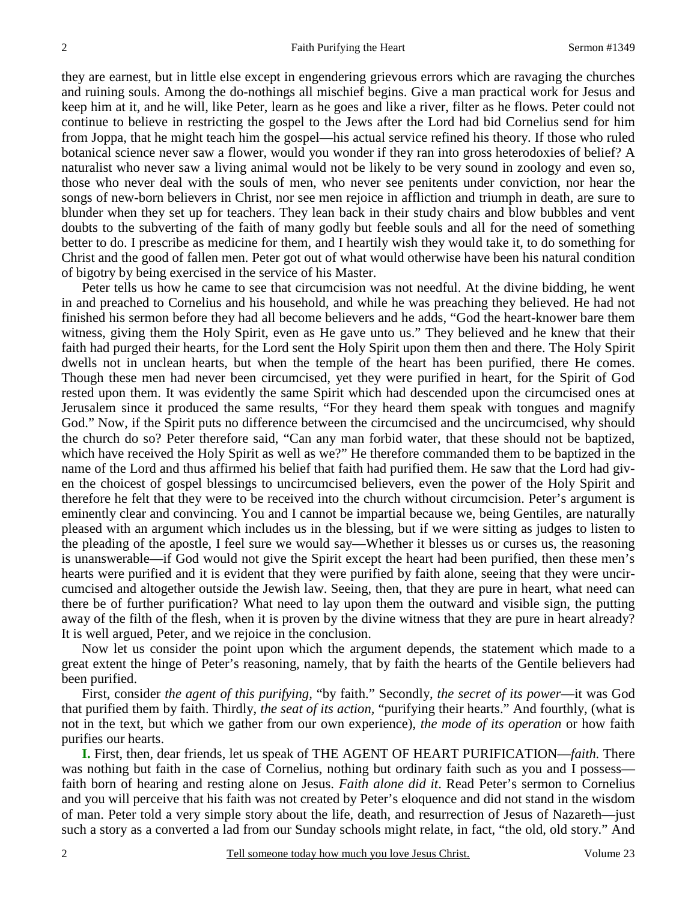they are earnest, but in little else except in engendering grievous errors which are ravaging the churches and ruining souls. Among the do-nothings all mischief begins. Give a man practical work for Jesus and keep him at it, and he will, like Peter, learn as he goes and like a river, filter as he flows. Peter could not continue to believe in restricting the gospel to the Jews after the Lord had bid Cornelius send for him from Joppa, that he might teach him the gospel—his actual service refined his theory. If those who ruled botanical science never saw a flower, would you wonder if they ran into gross heterodoxies of belief? A naturalist who never saw a living animal would not be likely to be very sound in zoology and even so, those who never deal with the souls of men, who never see penitents under conviction, nor hear the songs of new-born believers in Christ, nor see men rejoice in affliction and triumph in death, are sure to blunder when they set up for teachers. They lean back in their study chairs and blow bubbles and vent doubts to the subverting of the faith of many godly but feeble souls and all for the need of something better to do. I prescribe as medicine for them, and I heartily wish they would take it, to do something for Christ and the good of fallen men. Peter got out of what would otherwise have been his natural condition of bigotry by being exercised in the service of his Master.

Peter tells us how he came to see that circumcision was not needful. At the divine bidding, he went in and preached to Cornelius and his household, and while he was preaching they believed. He had not finished his sermon before they had all become believers and he adds, "God the heart-knower bare them witness, giving them the Holy Spirit, even as He gave unto us." They believed and he knew that their faith had purged their hearts, for the Lord sent the Holy Spirit upon them then and there. The Holy Spirit dwells not in unclean hearts, but when the temple of the heart has been purified, there He comes. Though these men had never been circumcised, yet they were purified in heart, for the Spirit of God rested upon them. It was evidently the same Spirit which had descended upon the circumcised ones at Jerusalem since it produced the same results, "For they heard them speak with tongues and magnify God." Now, if the Spirit puts no difference between the circumcised and the uncircumcised, why should the church do so? Peter therefore said, "Can any man forbid water, that these should not be baptized, which have received the Holy Spirit as well as we?" He therefore commanded them to be baptized in the name of the Lord and thus affirmed his belief that faith had purified them. He saw that the Lord had given the choicest of gospel blessings to uncircumcised believers, even the power of the Holy Spirit and therefore he felt that they were to be received into the church without circumcision. Peter's argument is eminently clear and convincing. You and I cannot be impartial because we, being Gentiles, are naturally pleased with an argument which includes us in the blessing, but if we were sitting as judges to listen to the pleading of the apostle, I feel sure we would say—Whether it blesses us or curses us, the reasoning is unanswerable—if God would not give the Spirit except the heart had been purified, then these men's hearts were purified and it is evident that they were purified by faith alone, seeing that they were uncircumcised and altogether outside the Jewish law. Seeing, then, that they are pure in heart, what need can there be of further purification? What need to lay upon them the outward and visible sign, the putting away of the filth of the flesh, when it is proven by the divine witness that they are pure in heart already? It is well argued, Peter, and we rejoice in the conclusion.

Now let us consider the point upon which the argument depends, the statement which made to a great extent the hinge of Peter's reasoning, namely, that by faith the hearts of the Gentile believers had been purified.

First, consider *the agent of this purifying,* "by faith." Secondly, *the secret of its power*—it was God that purified them by faith. Thirdly, *the seat of its action,* "purifying their hearts." And fourthly, (what is not in the text, but which we gather from our own experience), *the mode of its operation* or how faith purifies our hearts.

**I.** First, then, dear friends, let us speak of THE AGENT OF HEART PURIFICATION—*faith.* There was nothing but faith in the case of Cornelius, nothing but ordinary faith such as you and I possess—faith born of hearing and resting alone on Jesus. *Faith alone did it*. Read Peter's sermon to Cornelius and you will perceive that his faith was not created by Peter's eloquence and did not stand in the wisdom of man. Peter told a very simple story about the life, death, and resurrection of Jesus of Nazareth—just such a story as a converted a lad from our Sunday schools might relate, in fact, "the old, old story." And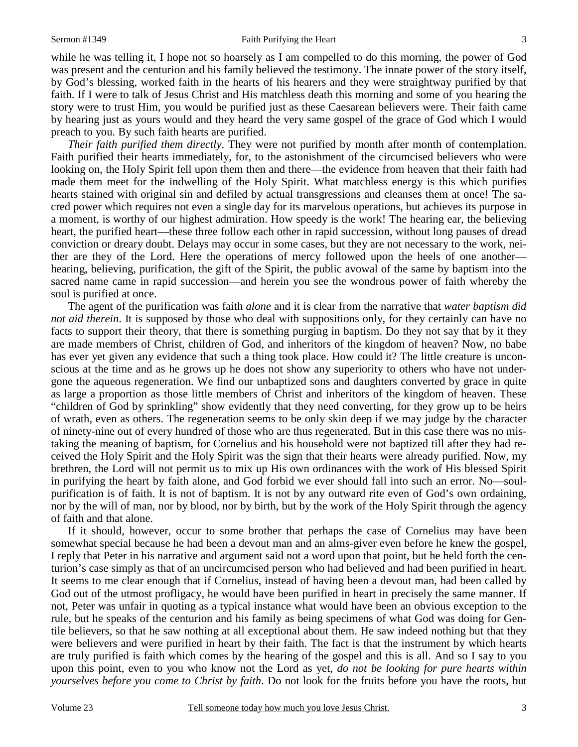while he was telling it, I hope not so hoarsely as I am compelled to do this morning, the power of God was present and the centurion and his family believed the testimony. The innate power of the story itself, by God's blessing, worked faith in the hearts of his hearers and they were straightway purified by that faith. If I were to talk of Jesus Christ and His matchless death this morning and some of you hearing the story were to trust Him, you would be purified just as these Caesarean believers were. Their faith came by hearing just as yours would and they heard the very same gospel of the grace of God which I would preach to you. By such faith hearts are purified.

*Their faith purified them directly*. They were not purified by month after month of contemplation. Faith purified their hearts immediately, for, to the astonishment of the circumcised believers who were looking on, the Holy Spirit fell upon them then and there—the evidence from heaven that their faith had made them meet for the indwelling of the Holy Spirit. What matchless energy is this which purifies hearts stained with original sin and defiled by actual transgressions and cleanses them at once! The sacred power which requires not even a single day for its marvelous operations, but achieves its purpose in a moment, is worthy of our highest admiration. How speedy is the work! The hearing ear, the believing heart, the purified heart—these three follow each other in rapid succession, without long pauses of dread conviction or dreary doubt. Delays may occur in some cases, but they are not necessary to the work, neither are they of the Lord. Here the operations of mercy followed upon the heels of one another—hearing, believing, purification, the gift of the Spirit, the public avowal of the same by baptism into the sacred name came in rapid succession—and herein you see the wondrous power of faith whereby the soul is purified at once.

The agent of the purification was faith *alone* and it is clear from the narrative that *water baptism did not aid therein*. It is supposed by those who deal with suppositions only, for they certainly can have no facts to support their theory, that there is something purging in baptism. Do they not say that by it they are made members of Christ, children of God, and inheritors of the kingdom of heaven? Now, no babe has ever yet given any evidence that such a thing took place. How could it? The little creature is unconscious at the time and as he grows up he does not show any superiority to others who have not undergone the aqueous regeneration. We find our unbaptized sons and daughters converted by grace in quite as large a proportion as those little members of Christ and inheritors of the kingdom of heaven. These "children of God by sprinkling" show evidently that they need converting, for they grow up to be heirs of wrath, even as others. The regeneration seems to be only skin deep if we may judge by the character of ninety-nine out of every hundred of those who are thus regenerated. But in this case there was no mistaking the meaning of baptism, for Cornelius and his household were not baptized till after they had received the Holy Spirit and the Holy Spirit was the sign that their hearts were already purified. Now, my brethren, the Lord will not permit us to mix up His own ordinances with the work of His blessed Spirit in purifying the heart by faith alone, and God forbid we ever should fall into such an error. No—soul-purification is of faith. It is not of baptism. It is not by any outward rite even of God's own ordaining, nor by the will of man, nor by blood, nor by birth, but by the work of the Holy Spirit through the agency of faith and that alone.

If it should, however, occur to some brother that perhaps the case of Cornelius may have been somewhat special because he had been a devout man and an alms-giver even before he knew the gospel, I reply that Peter in his narrative and argument said not a word upon that point, but he held forth the centurion's case simply as that of an uncircumcised person who had believed and had been purified in heart. It seems to me clear enough that if Cornelius, instead of having been a devout man, had been called by God out of the utmost profligacy, he would have been purified in heart in precisely the same manner. If not, Peter was unfair in quoting as a typical instance what would have been an obvious exception to the rule, but he speaks of the centurion and his family as being specimens of what God was doing for Gentile believers, so that he saw nothing at all exceptional about them. He saw indeed nothing but that they were believers and were purified in heart by their faith. The fact is that the instrument by which hearts are truly purified is faith which comes by the hearing of the gospel and this is all. And so I say to you upon this point, even to you who know not the Lord as yet, *do not be looking for pure hearts within yourselves before you come to Christ by faith*. Do not look for the fruits before you have the roots, but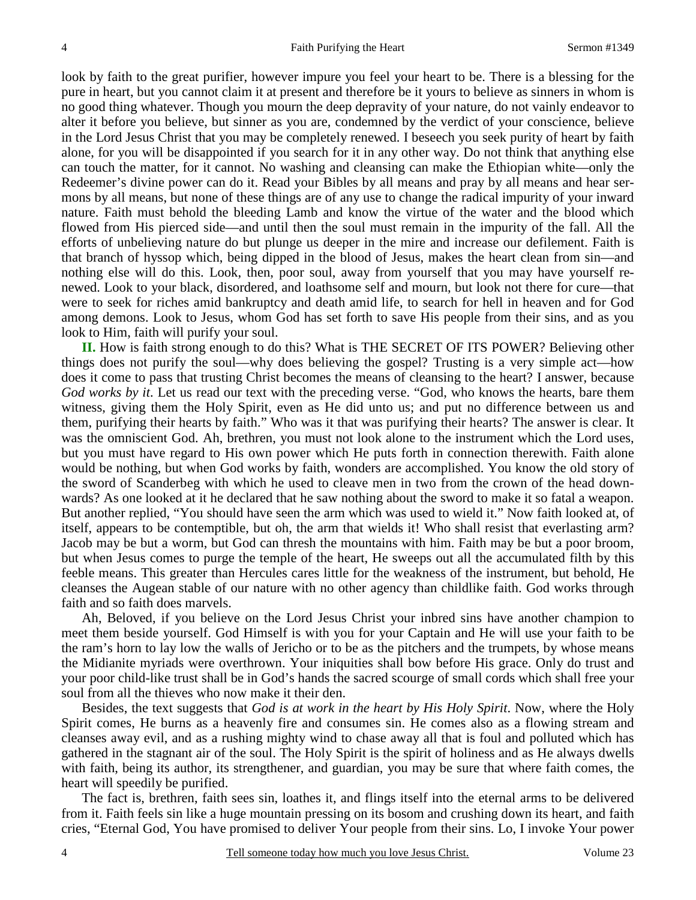look by faith to the great purifier, however impure you feel your heart to be. There is a blessing for the pure in heart, but you cannot claim it at present and therefore be it yours to believe as sinners in whom is no good thing whatever. Though you mourn the deep depravity of your nature, do not vainly endeavor to alter it before you believe, but sinner as you are, condemned by the verdict of your conscience, believe in the Lord Jesus Christ that you may be completely renewed. I beseech you seek purity of heart by faith alone, for you will be disappointed if you search for it in any other way. Do not think that anything else can touch the matter, for it cannot. No washing and cleansing can make the Ethiopian white—only the Redeemer's divine power can do it. Read your Bibles by all means and pray by all means and hear sermons by all means, but none of these things are of any use to change the radical impurity of your inward nature. Faith must behold the bleeding Lamb and know the virtue of the water and the blood which flowed from His pierced side—and until then the soul must remain in the impurity of the fall. All the efforts of unbelieving nature do but plunge us deeper in the mire and increase our defilement. Faith is that branch of hyssop which, being dipped in the blood of Jesus, makes the heart clean from sin—and nothing else will do this. Look, then, poor soul, away from yourself that you may have yourself renewed. Look to your black, disordered, and loathsome self and mourn, but look not there for cure—that were to seek for riches amid bankruptcy and death amid life, to search for hell in heaven and for God among demons. Look to Jesus, whom God has set forth to save His people from their sins, and as you look to Him, faith will purify your soul.

**II.** How is faith strong enough to do this? What is THE SECRET OF ITS POWER? Believing other things does not purify the soul—why does believing the gospel? Trusting is a very simple act—how does it come to pass that trusting Christ becomes the means of cleansing to the heart? I answer, because *God works by it*. Let us read our text with the preceding verse. "God, who knows the hearts, bare them witness, giving them the Holy Spirit, even as He did unto us; and put no difference between us and them, purifying their hearts by faith." Who was it that was purifying their hearts? The answer is clear. It was the omniscient God. Ah, brethren, you must not look alone to the instrument which the Lord uses, but you must have regard to His own power which He puts forth in connection therewith. Faith alone would be nothing, but when God works by faith, wonders are accomplished. You know the old story of the sword of Scanderbeg with which he used to cleave men in two from the crown of the head downwards? As one looked at it he declared that he saw nothing about the sword to make it so fatal a weapon. But another replied, "You should have seen the arm which was used to wield it." Now faith looked at, of itself, appears to be contemptible, but oh, the arm that wields it! Who shall resist that everlasting arm? Jacob may be but a worm, but God can thresh the mountains with him. Faith may be but a poor broom, but when Jesus comes to purge the temple of the heart, He sweeps out all the accumulated filth by this feeble means. This greater than Hercules cares little for the weakness of the instrument, but behold, He cleanses the Augean stable of our nature with no other agency than childlike faith. God works through faith and so faith does marvels.

Ah, Beloved, if you believe on the Lord Jesus Christ your inbred sins have another champion to meet them beside yourself. God Himself is with you for your Captain and He will use your faith to be the ram's horn to lay low the walls of Jericho or to be as the pitchers and the trumpets, by whose means the Midianite myriads were overthrown. Your iniquities shall bow before His grace. Only do trust and your poor child-like trust shall be in God's hands the sacred scourge of small cords which shall free your soul from all the thieves who now make it their den.

Besides, the text suggests that *God is at work in the heart by His Holy Spirit*. Now, where the Holy Spirit comes, He burns as a heavenly fire and consumes sin. He comes also as a flowing stream and cleanses away evil, and as a rushing mighty wind to chase away all that is foul and polluted which has gathered in the stagnant air of the soul. The Holy Spirit is the spirit of holiness and as He always dwells with faith, being its author, its strengthener, and guardian, you may be sure that where faith comes, the heart will speedily be purified.

The fact is, brethren, faith sees sin, loathes it, and flings itself into the eternal arms to be delivered from it. Faith feels sin like a huge mountain pressing on its bosom and crushing down its heart, and faith cries, "Eternal God, You have promised to deliver Your people from their sins. Lo, I invoke Your power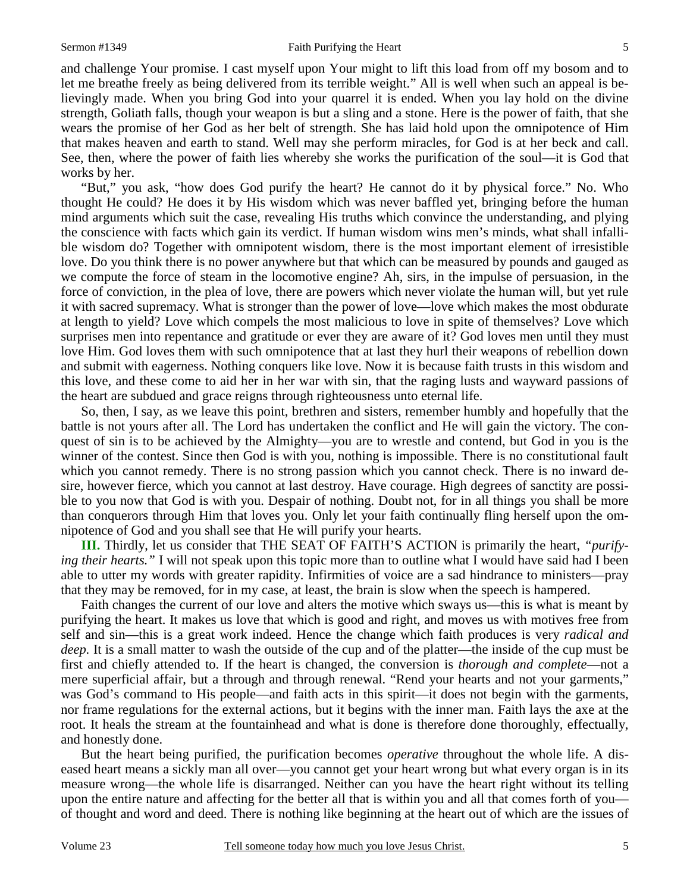and challenge Your promise. I cast myself upon Your might to lift this load from off my bosom and to let me breathe freely as being delivered from its terrible weight." All is well when such an appeal is believingly made. When you bring God into your quarrel it is ended. When you lay hold on the divine strength, Goliath falls, though your weapon is but a sling and a stone. Here is the power of faith, that she wears the promise of her God as her belt of strength. She has laid hold upon the omnipotence of Him that makes heaven and earth to stand. Well may she perform miracles, for God is at her beck and call. See, then, where the power of faith lies whereby she works the purification of the soul—it is God that works by her.

"But," you ask, "how does God purify the heart? He cannot do it by physical force." No. Who thought He could? He does it by His wisdom which was never baffled yet, bringing before the human mind arguments which suit the case, revealing His truths which convince the understanding, and plying the conscience with facts which gain its verdict. If human wisdom wins men's minds, what shall infallible wisdom do? Together with omnipotent wisdom, there is the most important element of irresistible love. Do you think there is no power anywhere but that which can be measured by pounds and gauged as we compute the force of steam in the locomotive engine? Ah, sirs, in the impulse of persuasion, in the force of conviction, in the plea of love, there are powers which never violate the human will, but yet rule it with sacred supremacy. What is stronger than the power of love—love which makes the most obdurate at length to yield? Love which compels the most malicious to love in spite of themselves? Love which surprises men into repentance and gratitude or ever they are aware of it? God loves men until they must love Him. God loves them with such omnipotence that at last they hurl their weapons of rebellion down and submit with eagerness. Nothing conquers like love. Now it is because faith trusts in this wisdom and this love, and these come to aid her in her war with sin, that the raging lusts and wayward passions of the heart are subdued and grace reigns through righteousness unto eternal life.

So, then, I say, as we leave this point, brethren and sisters, remember humbly and hopefully that the battle is not yours after all. The Lord has undertaken the conflict and He will gain the victory. The conquest of sin is to be achieved by the Almighty—you are to wrestle and contend, but God in you is the winner of the contest. Since then God is with you, nothing is impossible. There is no constitutional fault which you cannot remedy. There is no strong passion which you cannot check. There is no inward desire, however fierce, which you cannot at last destroy. Have courage. High degrees of sanctity are possible to you now that God is with you. Despair of nothing. Doubt not, for in all things you shall be more than conquerors through Him that loves you. Only let your faith continually fling herself upon the omnipotence of God and you shall see that He will purify your hearts.

**III.** Thirdly, let us consider that THE SEAT OF FAITH'S ACTION is primarily the heart, *"purifying their hearts."* I will not speak upon this topic more than to outline what I would have said had I been able to utter my words with greater rapidity. Infirmities of voice are a sad hindrance to ministers—pray that they may be removed, for in my case, at least, the brain is slow when the speech is hampered.

Faith changes the current of our love and alters the motive which sways us—this is what is meant by purifying the heart. It makes us love that which is good and right, and moves us with motives free from self and sin—this is a great work indeed. Hence the change which faith produces is very *radical and deep*. It is a small matter to wash the outside of the cup and of the platter—the inside of the cup must be first and chiefly attended to. If the heart is changed, the conversion is *thorough and complete*—not a mere superficial affair, but a through and through renewal. "Rend your hearts and not your garments," was God's command to His people—and faith acts in this spirit—it does not begin with the garments, nor frame regulations for the external actions, but it begins with the inner man. Faith lays the axe at the root. It heals the stream at the fountainhead and what is done is therefore done thoroughly, effectually, and honestly done.

But the heart being purified, the purification becomes *operative* throughout the whole life. A diseased heart means a sickly man all over—you cannot get your heart wrong but what every organ is in its measure wrong—the whole life is disarranged. Neither can you have the heart right without its telling upon the entire nature and affecting for the better all that is within you and all that comes forth of you—of thought and word and deed. There is nothing like beginning at the heart out of which are the issues of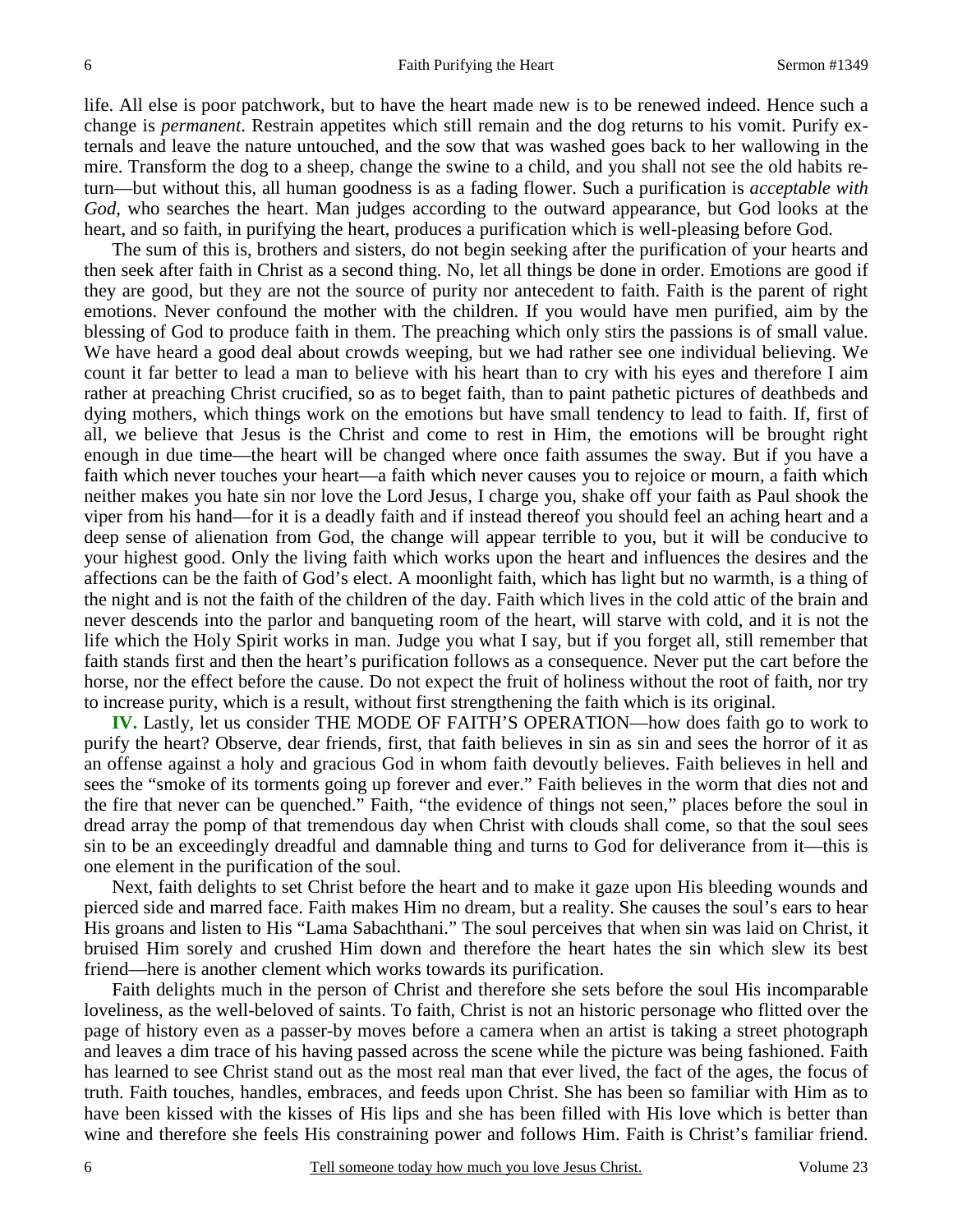life. All else is poor patchwork, but to have the heart made new is to be renewed indeed. Hence such a change is *permanent*. Restrain appetites which still remain and the dog returns to his vomit. Purify externals and leave the nature untouched, and the sow that was washed goes back to her wallowing in the mire. Transform the dog to a sheep, change the swine to a child, and you shall not see the old habits return—but without this, all human goodness is as a fading flower. Such a purification is *acceptable with God*, who searches the heart. Man judges according to the outward appearance, but God looks at the heart, and so faith, in purifying the heart, produces a purification which is well-pleasing before God.

The sum of this is, brothers and sisters, do not begin seeking after the purification of your hearts and then seek after faith in Christ as a second thing. No, let all things be done in order. Emotions are good if they are good, but they are not the source of purity nor antecedent to faith. Faith is the parent of right emotions. Never confound the mother with the children. If you would have men purified, aim by the blessing of God to produce faith in them. The preaching which only stirs the passions is of small value. We have heard a good deal about crowds weeping, but we had rather see one individual believing. We count it far better to lead a man to believe with his heart than to cry with his eyes and therefore I aim rather at preaching Christ crucified, so as to beget faith, than to paint pathetic pictures of deathbeds and dying mothers, which things work on the emotions but have small tendency to lead to faith. If, first of all, we believe that Jesus is the Christ and come to rest in Him, the emotions will be brought right enough in due time—the heart will be changed where once faith assumes the sway. But if you have a faith which never touches your heart—a faith which never causes you to rejoice or mourn, a faith which neither makes you hate sin nor love the Lord Jesus, I charge you, shake off your faith as Paul shook the viper from his hand—for it is a deadly faith and if instead thereof you should feel an aching heart and a deep sense of alienation from God, the change will appear terrible to you, but it will be conducive to your highest good. Only the living faith which works upon the heart and influences the desires and the affections can be the faith of God's elect. A moonlight faith, which has light but no warmth, is a thing of the night and is not the faith of the children of the day. Faith which lives in the cold attic of the brain and never descends into the parlor and banqueting room of the heart, will starve with cold, and it is not the life which the Holy Spirit works in man. Judge you what I say, but if you forget all, still remember that faith stands first and then the heart's purification follows as a consequence. Never put the cart before the horse, nor the effect before the cause. Do not expect the fruit of holiness without the root of faith, nor try to increase purity, which is a result, without first strengthening the faith which is its original.

**IV.** Lastly, let us consider THE MODE OF FAITH'S OPERATION—how does faith go to work to purify the heart? Observe, dear friends, first, that faith believes in sin as sin and sees the horror of it as an offense against a holy and gracious God in whom faith devoutly believes. Faith believes in hell and sees the "smoke of its torments going up forever and ever." Faith believes in the worm that dies not and the fire that never can be quenched." Faith, "the evidence of things not seen," places before the soul in dread array the pomp of that tremendous day when Christ with clouds shall come, so that the soul sees sin to be an exceedingly dreadful and damnable thing and turns to God for deliverance from it—this is one element in the purification of the soul.

Next, faith delights to set Christ before the heart and to make it gaze upon His bleeding wounds and pierced side and marred face. Faith makes Him no dream, but a reality. She causes the soul's ears to hear His groans and listen to His "Lama Sabachthani." The soul perceives that when sin was laid on Christ, it bruised Him sorely and crushed Him down and therefore the heart hates the sin which slew its best friend—here is another clement which works towards its purification.

Faith delights much in the person of Christ and therefore she sets before the soul His incomparable loveliness, as the well-beloved of saints. To faith, Christ is not an historic personage who flitted over the page of history even as a passer-by moves before a camera when an artist is taking a street photograph and leaves a dim trace of his having passed across the scene while the picture was being fashioned. Faith has learned to see Christ stand out as the most real man that ever lived, the fact of the ages, the focus of truth. Faith touches, handles, embraces, and feeds upon Christ. She has been so familiar with Him as to have been kissed with the kisses of His lips and she has been filled with His love which is better than wine and therefore she feels His constraining power and follows Him. Faith is Christ's familiar friend.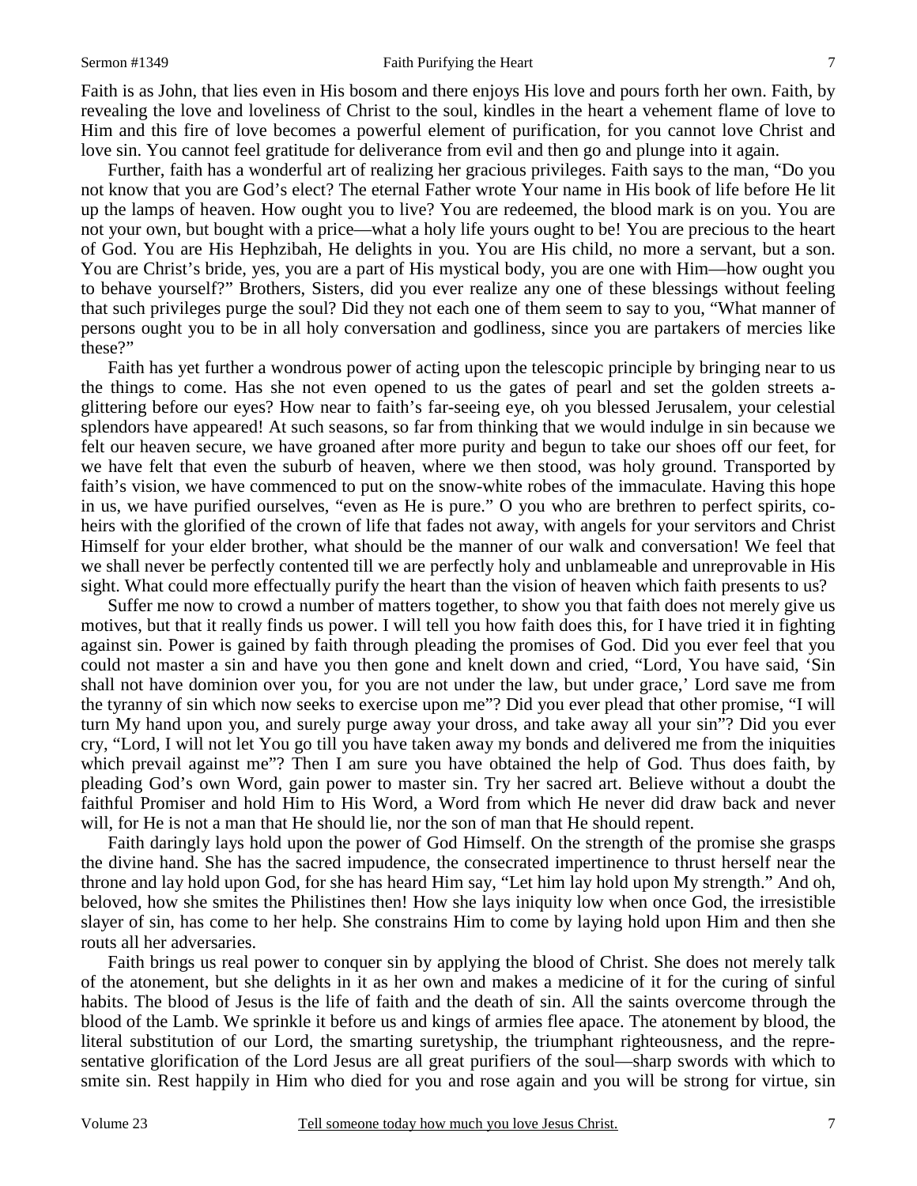Faith is as John, that lies even in His bosom and there enjoys His love and pours forth her own. Faith, by revealing the love and loveliness of Christ to the soul, kindles in the heart a vehement flame of love to Him and this fire of love becomes a powerful element of purification, for you cannot love Christ and love sin. You cannot feel gratitude for deliverance from evil and then go and plunge into it again.

Further, faith has a wonderful art of realizing her gracious privileges. Faith says to the man, "Do you not know that you are God's elect? The eternal Father wrote Your name in His book of life before He lit up the lamps of heaven. How ought you to live? You are redeemed, the blood mark is on you. You are not your own, but bought with a price—what a holy life yours ought to be! You are precious to the heart of God. You are His Hephzibah, He delights in you. You are His child, no more a servant, but a son. You are Christ's bride, yes, you are a part of His mystical body, you are one with Him—how ought you to behave yourself?" Brothers, Sisters, did you ever realize any one of these blessings without feeling that such privileges purge the soul? Did they not each one of them seem to say to you, "What manner of persons ought you to be in all holy conversation and godliness, since you are partakers of mercies like these?"

Faith has yet further a wondrous power of acting upon the telescopic principle by bringing near to us the things to come. Has she not even opened to us the gates of pearl and set the golden streets a-glittering before our eyes? How near to faith's far-seeing eye, oh you blessed Jerusalem, your celestial splendors have appeared! At such seasons, so far from thinking that we would indulge in sin because we felt our heaven secure, we have groaned after more purity and begun to take our shoes off our feet, for we have felt that even the suburb of heaven, where we then stood, was holy ground. Transported by faith's vision, we have commenced to put on the snow-white robes of the immaculate. Having this hope in us, we have purified ourselves, "even as He is pure." O you who are brethren to perfect spirits, co-heirs with the glorified of the crown of life that fades not away, with angels for your servitors and Christ Himself for your elder brother, what should be the manner of our walk and conversation! We feel that we shall never be perfectly contented till we are perfectly holy and unblameable and unreprovable in His sight. What could more effectually purify the heart than the vision of heaven which faith presents to us?

Suffer me now to crowd a number of matters together, to show you that faith does not merely give us motives, but that it really finds us power. I will tell you how faith does this, for I have tried it in fighting against sin. Power is gained by faith through pleading the promises of God. Did you ever feel that you could not master a sin and have you then gone and knelt down and cried, "Lord, You have said, 'Sin shall not have dominion over you, for you are not under the law, but under grace,' Lord save me from the tyranny of sin which now seeks to exercise upon me"? Did you ever plead that other promise, "I will turn My hand upon you, and surely purge away your dross, and take away all your sin"? Did you ever cry, "Lord, I will not let You go till you have taken away my bonds and delivered me from the iniquities which prevail against me"? Then I am sure you have obtained the help of God. Thus does faith, by pleading God's own Word, gain power to master sin. Try her sacred art. Believe without a doubt the faithful Promiser and hold Him to His Word, a Word from which He never did draw back and never will, for He is not a man that He should lie, nor the son of man that He should repent.

Faith daringly lays hold upon the power of God Himself. On the strength of the promise she grasps the divine hand. She has the sacred impudence, the consecrated impertinence to thrust herself near the throne and lay hold upon God, for she has heard Him say, "Let him lay hold upon My strength." And oh, beloved, how she smites the Philistines then! How she lays iniquity low when once God, the irresistible slayer of sin, has come to her help. She constrains Him to come by laying hold upon Him and then she routs all her adversaries.

Faith brings us real power to conquer sin by applying the blood of Christ. She does not merely talk of the atonement, but she delights in it as her own and makes a medicine of it for the curing of sinful habits. The blood of Jesus is the life of faith and the death of sin. All the saints overcome through the blood of the Lamb. We sprinkle it before us and kings of armies flee apace. The atonement by blood, the literal substitution of our Lord, the smarting suretyship, the triumphant righteousness, and the representative glorification of the Lord Jesus are all great purifiers of the soul—sharp swords with which to smite sin. Rest happily in Him who died for you and rose again and you will be strong for virtue, sin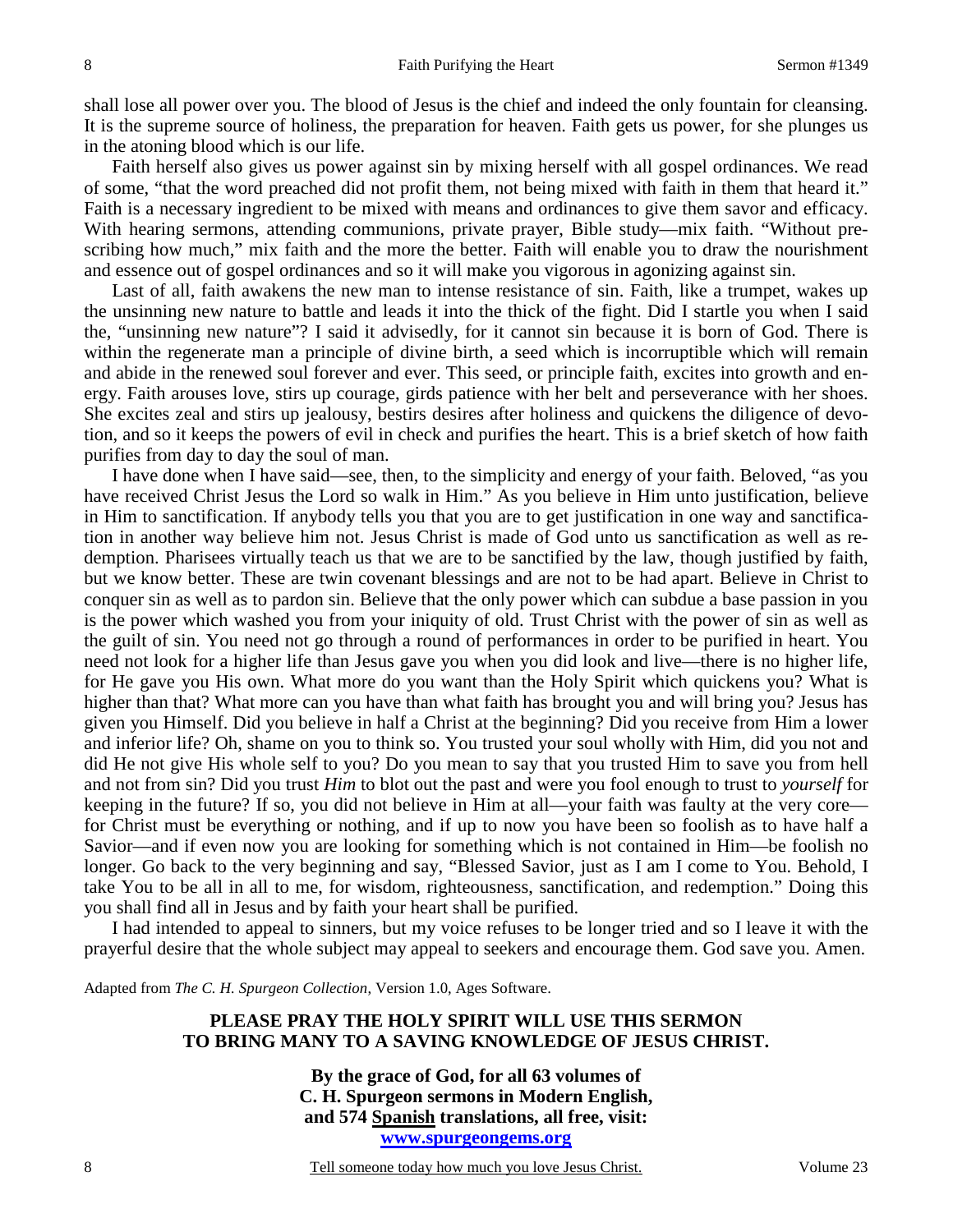shall lose all power over you. The blood of Jesus is the chief and indeed the only fountain for cleansing. It is the supreme source of holiness, the preparation for heaven. Faith gets us power, for she plunges us in the atoning blood which is our life.

Faith herself also gives us power against sin by mixing herself with all gospel ordinances. We read of some, "that the word preached did not profit them, not being mixed with faith in them that heard it." Faith is a necessary ingredient to be mixed with means and ordinances to give them savor and efficacy. With hearing sermons, attending communions, private prayer, Bible study—mix faith. "Without prescribing how much," mix faith and the more the better. Faith will enable you to draw the nourishment and essence out of gospel ordinances and so it will make you vigorous in agonizing against sin.

Last of all, faith awakens the new man to intense resistance of sin. Faith, like a trumpet, wakes up the unsinning new nature to battle and leads it into the thick of the fight. Did I startle you when I said the, "unsinning new nature"? I said it advisedly, for it cannot sin because it is born of God. There is within the regenerate man a principle of divine birth, a seed which is incorruptible which will remain and abide in the renewed soul forever and ever. This seed, or principle faith, excites into growth and energy. Faith arouses love, stirs up courage, girds patience with her belt and perseverance with her shoes. She excites zeal and stirs up jealousy, bestirs desires after holiness and quickens the diligence of devotion, and so it keeps the powers of evil in check and purifies the heart. This is a brief sketch of how faith purifies from day to day the soul of man.

I have done when I have said—see, then, to the simplicity and energy of your faith. Beloved, "as you have received Christ Jesus the Lord so walk in Him." As you believe in Him unto justification, believe in Him to sanctification. If anybody tells you that you are to get justification in one way and sanctification in another way believe him not. Jesus Christ is made of God unto us sanctification as well as redemption. Pharisees virtually teach us that we are to be sanctified by the law, though justified by faith, but we know better. These are twin covenant blessings and are not to be had apart. Believe in Christ to conquer sin as well as to pardon sin. Believe that the only power which can subdue a base passion in you is the power which washed you from your iniquity of old. Trust Christ with the power of sin as well as the guilt of sin. You need not go through a round of performances in order to be purified in heart. You need not look for a higher life than Jesus gave you when you did look and live—there is no higher life, for He gave you His own. What more do you want than the Holy Spirit which quickens you? What is higher than that? What more can you have than what faith has brought you and will bring you? Jesus has given you Himself. Did you believe in half a Christ at the beginning? Did you receive from Him a lower and inferior life? Oh, shame on you to think so. You trusted your soul wholly with Him, did you not and did He not give His whole self to you? Do you mean to say that you trusted Him to save you from hell and not from sin? Did you trust *Him* to blot out the past and were you fool enough to trust to *yourself* for keeping in the future? If so, you did not believe in Him at all—your faith was faulty at the very core—for Christ must be everything or nothing, and if up to now you have been so foolish as to have half a Savior—and if even now you are looking for something which is not contained in Him—be foolish no longer. Go back to the very beginning and say, "Blessed Savior, just as I am I come to You. Behold, I take You to be all in all to me, for wisdom, righteousness, sanctification, and redemption." Doing this you shall find all in Jesus and by faith your heart shall be purified.

I had intended to appeal to sinners, but my voice refuses to be longer tried and so I leave it with the prayerful desire that the whole subject may appeal to seekers and encourage them. God save you. Amen.

Adapted from *The C. H. Spurgeon Collection*, Version 1.0, Ages Software.

**PLEASE PRAY THE HOLY SPIRIT WILL USE THIS SERMON TO BRING MANY TO A SAVING KNOWLEDGE OF JESUS CHRIST.**

**By the grace of God, for all 63 volumes of C. H. Spurgeon sermons in Modern English, and 574 Spanish translations, all free, visit: www.spurgeongems.org**

Tell someone today how much you love Jesus Christ.